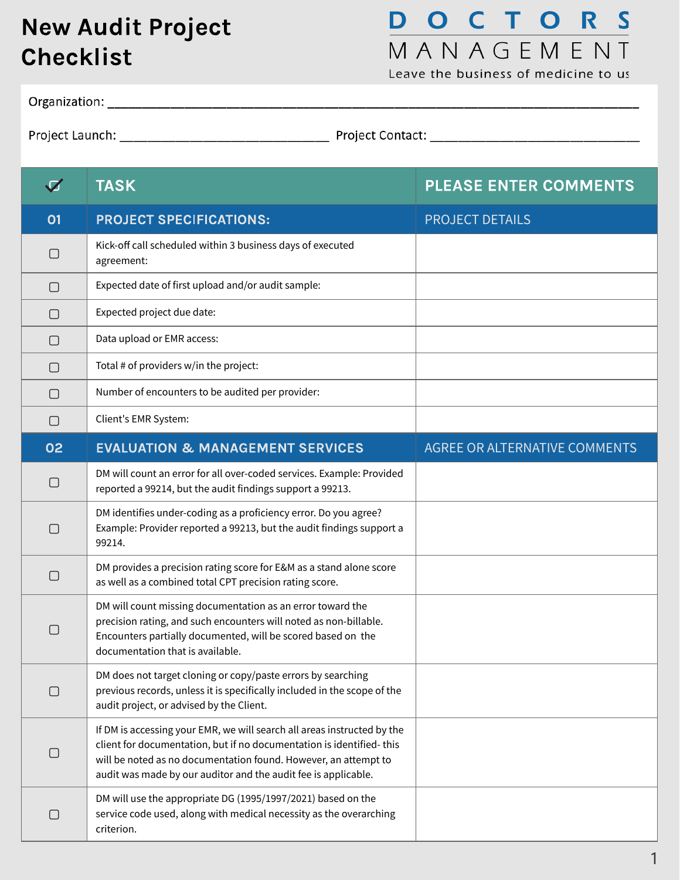# New Audit Project Checklist

**DOCTORS MANAGEMENT**
Leave the business of medicine to us

Organization: ______________________________________________

Project Launch: ____________________ Project Contact: ____________________

| ☑ | TASK | PLEASE ENTER COMMENTS |
|---|---|---|
| **01** | **PROJECT SPECIFICATIONS:** | PROJECT DETAILS |
| ☐ | Kick-off call scheduled within 3 business days of executed agreement: | |
| ☐ | Expected date of first upload and/or audit sample: | |
| ☐ | Expected project due date: | |
| ☐ | Data upload or EMR access: | |
| ☐ | Total # of providers w/in the project: | |
| ☐ | Number of encounters to be audited per provider: | |
| ☐ | Client's EMR System: | |
| **02** | **EVALUATION & MANAGEMENT SERVICES** | AGREE OR ALTERNATIVE COMMENTS |
| ☐ | DM will count an error for all over-coded services. Example: Provided reported a 99214, but the audit findings support a 99213. | |
| ☐ | DM identifies under-coding as a proficiency error. Do you agree? Example: Provider reported a 99213, but the audit findings support a 99214. | |
| ☐ | DM provides a precision rating score for E&M as a stand alone score as well as a combined total CPT precision rating score. | |
| ☐ | DM will count missing documentation as an error toward the precision rating, and such encounters will noted as non-billable. Encounters partially documented, will be scored based on the documentation that is available. | |
| ☐ | DM does not target cloning or copy/paste errors by searching previous records, unless it is specifically included in the scope of the audit project, or advised by the Client. | |
| ☐ | If DM is accessing your EMR, we will search all areas instructed by the client for documentation, but if no documentation is identified- this will be noted as no documentation found. However, an attempt to audit was made by our auditor and the audit fee is applicable. | |
| ☐ | DM will use the appropriate DG (1995/1997/2021) based on the service code used, along with medical necessity as the overarching criterion. | |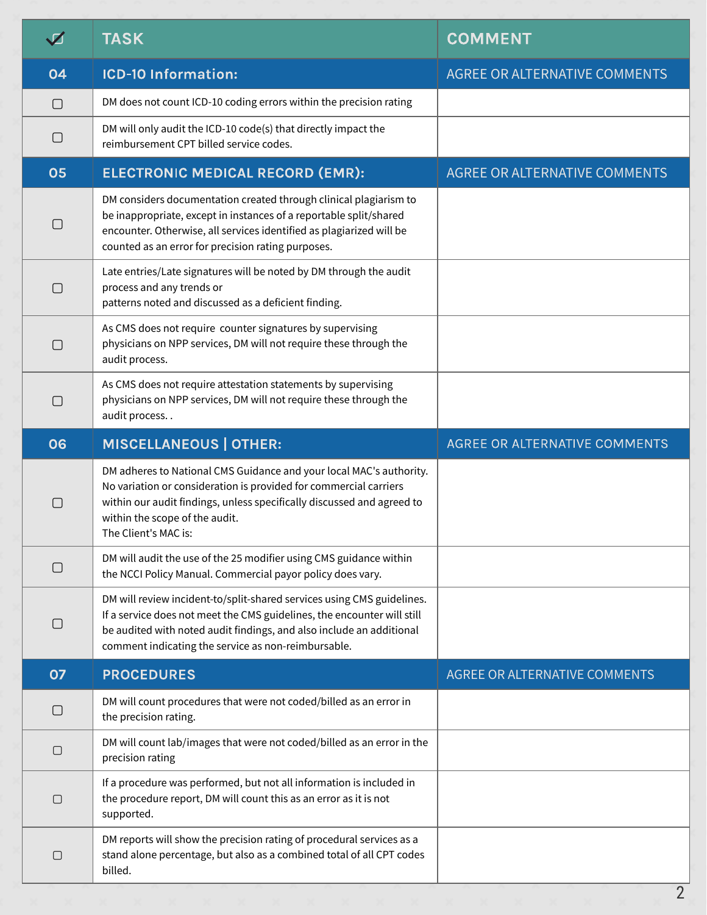| ☑ | TASK | COMMENT |
|---|---|---|
| **04** | **ICD-10 Information:** | AGREE OR ALTERNATIVE COMMENTS |
| ▢ | DM does not count ICD-10 coding errors within the precision rating | |
| ▢ | DM will only audit the ICD-10 code(s) that directly impact the reimbursement CPT billed service codes. | |
| **05** | **ELECTRONIC MEDICAL RECORD (EMR):** | AGREE OR ALTERNATIVE COMMENTS |
| ▢ | DM considers documentation created through clinical plagiarism to be inappropriate, except in instances of a reportable split/shared encounter. Otherwise, all services identified as plagiarized will be counted as an error for precision rating purposes. | |
| ▢ | Late entries/Late signatures will be noted by DM through the audit process and any trends or patterns noted and discussed as a deficient finding. | |
| ▢ | As CMS does not require counter signatures by supervising physicians on NPP services, DM will not require these through the audit process. | |
| ▢ | As CMS does not require attestation statements by supervising physicians on NPP services, DM will not require these through the audit process. . | |
| **06** | **MISCELLANEOUS \| OTHER:** | AGREE OR ALTERNATIVE COMMENTS |
| ▢ | DM adheres to National CMS Guidance and your local MAC's authority. No variation or consideration is provided for commercial carriers within our audit findings, unless specifically discussed and agreed to within the scope of the audit. The Client's MAC is: | |
| ▢ | DM will audit the use of the 25 modifier using CMS guidance within the NCCI Policy Manual. Commercial payor policy does vary. | |
| ▢ | DM will review incident-to/split-shared services using CMS guidelines. If a service does not meet the CMS guidelines, the encounter will still be audited with noted audit findings, and also include an additional comment indicating the service as non-reimbursable. | |
| **07** | **PROCEDURES** | AGREE OR ALTERNATIVE COMMENTS |
| ▢ | DM will count procedures that were not coded/billed as an error in the precision rating. | |
| ▢ | DM will count lab/images that were not coded/billed as an error in the precision rating | |
| ▢ | If a procedure was performed, but not all information is included in the procedure report, DM will count this as an error as it is not supported. | |
| ▢ | DM reports will show the precision rating of procedural services as a stand alone percentage, but also as a combined total of all CPT codes billed. | |